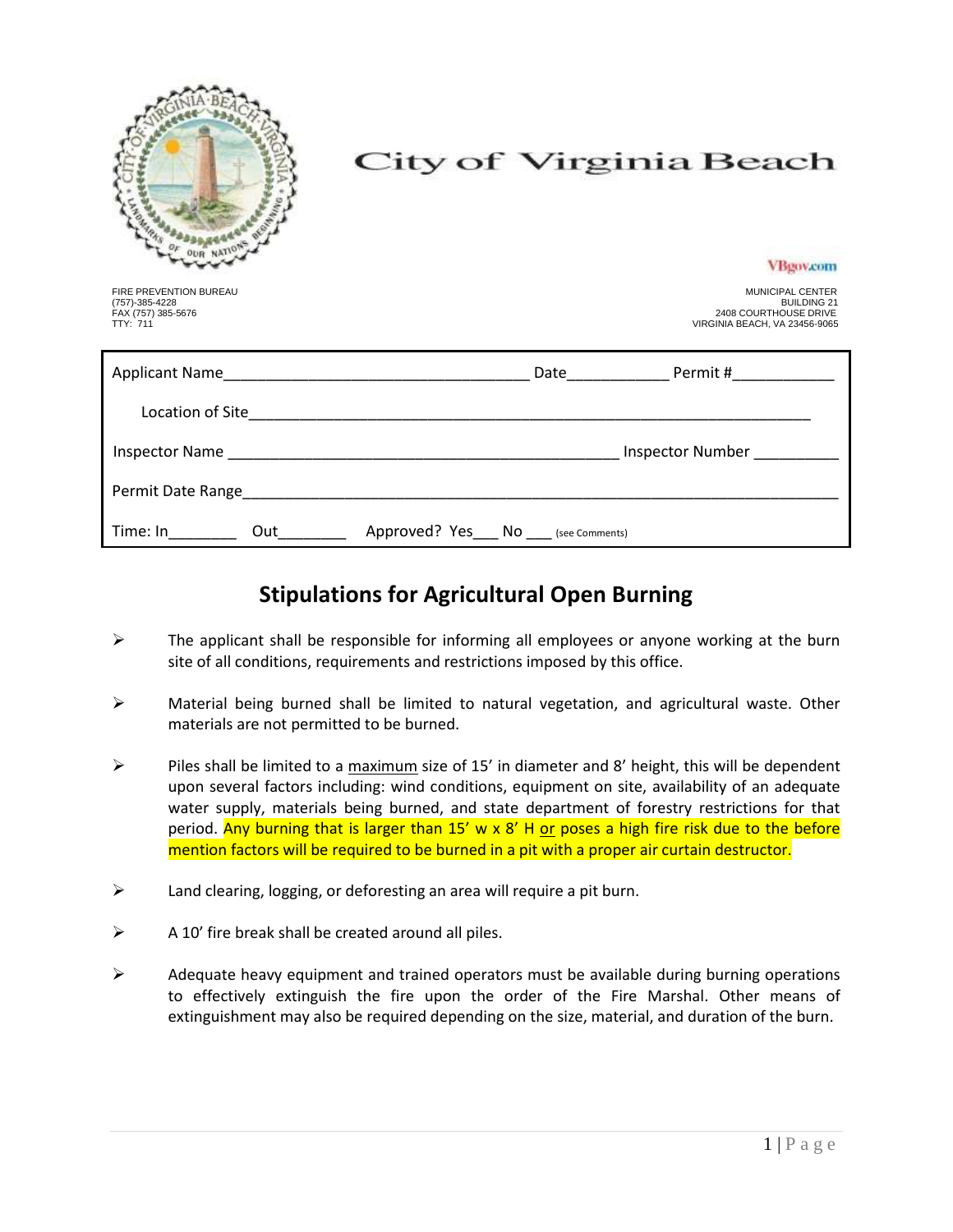# City of Virginia Beach

VBgov.com

FIRE PREVENTION BUREAU
(757)-385-4228
FAX (757) 385-5676
TTY: 711

MUNICIPAL CENTER
BUILDING 21
2408 COURTHOUSE DRIVE
VIRGINIA BEACH, VA 23456-9065

Applicant Name___________________________________ Date___________ Permit #____________

Location of Site_______________________________________________________________

Inspector Name ____________________________________________ Inspector Number __________

Permit Date Range_____________________________________________________________________

Time: In________ Out________ Approved? Yes___ No ___ (see Comments)

## Stipulations for Agricultural Open Burning

- The applicant shall be responsible for informing all employees or anyone working at the burn site of all conditions, requirements and restrictions imposed by this office.
- Material being burned shall be limited to natural vegetation, and agricultural waste. Other materials are not permitted to be burned.
- Piles shall be limited to a maximum size of 15' in diameter and 8' height, this will be dependent upon several factors including: wind conditions, equipment on site, availability of an adequate water supply, materials being burned, and state department of forestry restrictions for that period. Any burning that is larger than 15' w x 8' H or poses a high fire risk due to the before mention factors will be required to be burned in a pit with a proper air curtain destructor.
- Land clearing, logging, or deforesting an area will require a pit burn.
- A 10' fire break shall be created around all piles.
- Adequate heavy equipment and trained operators must be available during burning operations to effectively extinguish the fire upon the order of the Fire Marshal. Other means of extinguishment may also be required depending on the size, material, and duration of the burn.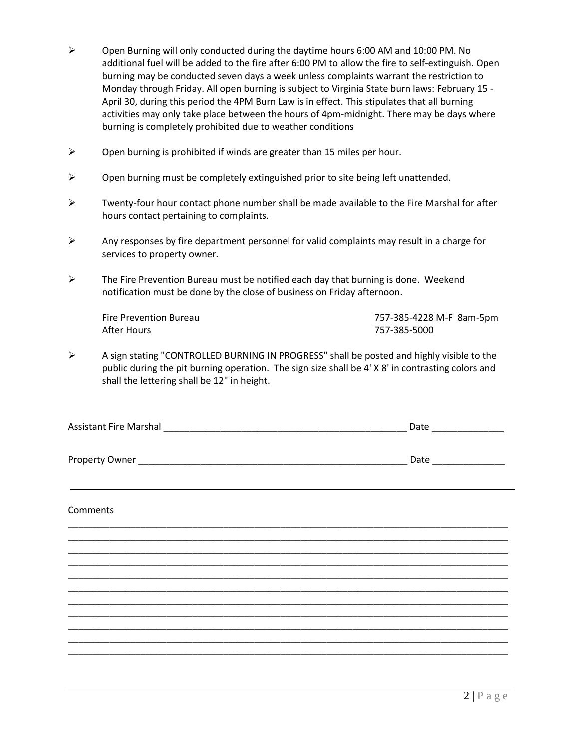- Open Burning will only conducted during the daytime hours 6:00 AM and 10:00 PM. No additional fuel will be added to the fire after 6:00 PM to allow the fire to self-extinguish. Open burning may be conducted seven days a week unless complaints warrant the restriction to Monday through Friday. All open burning is subject to Virginia State burn laws: February 15 - April 30, during this period the 4PM Burn Law is in effect. This stipulates that all burning activities may only take place between the hours of 4pm-midnight. There may be days where burning is completely prohibited due to weather conditions

- Open burning is prohibited if winds are greater than 15 miles per hour.

- Open burning must be completely extinguished prior to site being left unattended.

- Twenty-four hour contact phone number shall be made available to the Fire Marshal for after hours contact pertaining to complaints.

- Any responses by fire department personnel for valid complaints may result in a charge for services to property owner.

- The Fire Prevention Bureau must be notified each day that burning is done. Weekend notification must be done by the close of business on Friday afternoon.

  | | |
  |---|---|
  | Fire Prevention Bureau | 757-385-4228 M-F 8am-5pm |
  | After Hours | 757-385-5000 |

- A sign stating "CONTROLLED BURNING IN PROGRESS" shall be posted and highly visible to the public during the pit burning operation. The sign size shall be 4' X 8' in contrasting colors and shall the lettering shall be 12" in height.

Assistant Fire Marshal ________________________________________________ Date ______________

Property Owner _____________________________________________________ Date ______________

---

Comments

_____________________________________________________________________________________
_____________________________________________________________________________________
_____________________________________________________________________________________
_____________________________________________________________________________________
_____________________________________________________________________________________
_____________________________________________________________________________________
_____________________________________________________________________________________
_____________________________________________________________________________________
_____________________________________________________________________________________
_____________________________________________________________________________________
_____________________________________________________________________________________